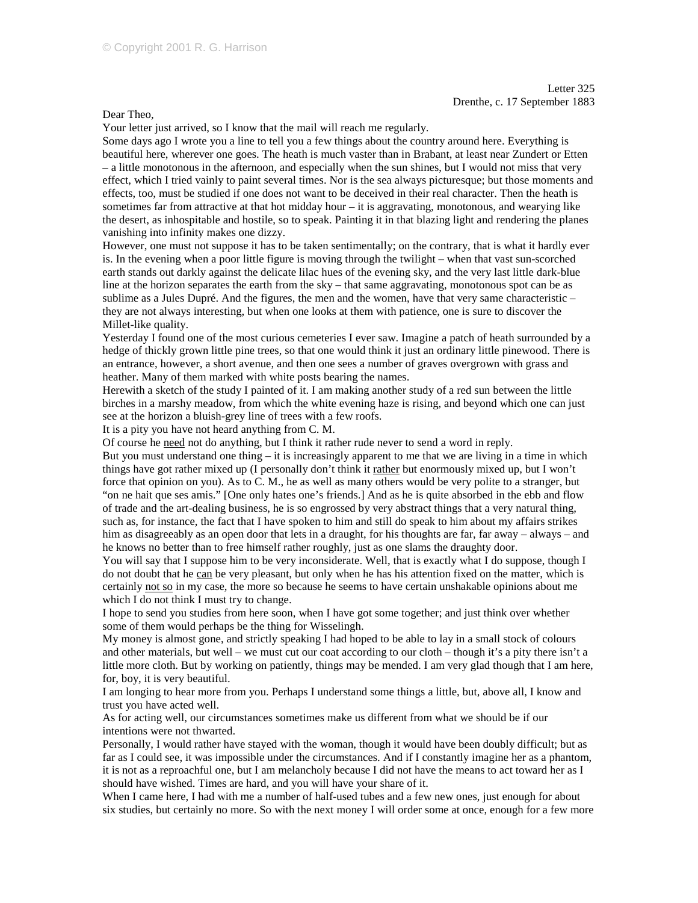Letter 325
Drenthe, c. 17 September 1883

Dear Theo,

Your letter just arrived, so I know that the mail will reach me regularly.

Some days ago I wrote you a line to tell you a few things about the country around here. Everything is beautiful here, wherever one goes. The heath is much vaster than in Brabant, at least near Zundert or Etten – a little monotonous in the afternoon, and especially when the sun shines, but I would not miss that very effect, which I tried vainly to paint several times. Nor is the sea always picturesque; but those moments and effects, too, must be studied if one does not want to be deceived in their real character. Then the heath is sometimes far from attractive at that hot midday hour – it is aggravating, monotonous, and wearying like the desert, as inhospitable and hostile, so to speak. Painting it in that blazing light and rendering the planes vanishing into infinity makes one dizzy.

However, one must not suppose it has to be taken sentimentally; on the contrary, that is what it hardly ever is. In the evening when a poor little figure is moving through the twilight – when that vast sun-scorched earth stands out darkly against the delicate lilac hues of the evening sky, and the very last little dark-blue line at the horizon separates the earth from the sky – that same aggravating, monotonous spot can be as sublime as a Jules Dupré. And the figures, the men and the women, have that very same characteristic – they are not always interesting, but when one looks at them with patience, one is sure to discover the Millet-like quality.

Yesterday I found one of the most curious cemeteries I ever saw. Imagine a patch of heath surrounded by a hedge of thickly grown little pine trees, so that one would think it just an ordinary little pinewood. There is an entrance, however, a short avenue, and then one sees a number of graves overgrown with grass and heather. Many of them marked with white posts bearing the names.

Herewith a sketch of the study I painted of it. I am making another study of a red sun between the little birches in a marshy meadow, from which the white evening haze is rising, and beyond which one can just see at the horizon a bluish-grey line of trees with a few roofs.

It is a pity you have not heard anything from C. M.

Of course he <u>need</u> not do anything, but I think it rather rude never to send a word in reply.

But you must understand one thing – it is increasingly apparent to me that we are living in a time in which things have got rather mixed up (I personally don't think it <u>rather</u> but enormously mixed up, but I won't force that opinion on you). As to C. M., he as well as many others would be very polite to a stranger, but "on ne hait que ses amis." [One only hates one's friends.] And as he is quite absorbed in the ebb and flow of trade and the art-dealing business, he is so engrossed by very abstract things that a very natural thing, such as, for instance, the fact that I have spoken to him and still do speak to him about my affairs strikes him as disagreeably as an open door that lets in a draught, for his thoughts are far, far away – always – and he knows no better than to free himself rather roughly, just as one slams the draughty door.

You will say that I suppose him to be very inconsiderate. Well, that is exactly what I do suppose, though I do not doubt that he <u>can</u> be very pleasant, but only when he has his attention fixed on the matter, which is certainly <u>not so</u> in my case, the more so because he seems to have certain unshakable opinions about me which I do not think I must try to change.

I hope to send you studies from here soon, when I have got some together; and just think over whether some of them would perhaps be the thing for Wisselingh.

My money is almost gone, and strictly speaking I had hoped to be able to lay in a small stock of colours and other materials, but well – we must cut our coat according to our cloth – though it's a pity there isn't a little more cloth. But by working on patiently, things may be mended. I am very glad though that I am here, for, boy, it is very beautiful.

I am longing to hear more from you. Perhaps I understand some things a little, but, above all, I know and trust you have acted well.

As for acting well, our circumstances sometimes make us different from what we should be if our intentions were not thwarted.

Personally, I would rather have stayed with the woman, though it would have been doubly difficult; but as far as I could see, it was impossible under the circumstances. And if I constantly imagine her as a phantom, it is not as a reproachful one, but I am melancholy because I did not have the means to act toward her as I should have wished. Times are hard, and you will have your share of it.

When I came here, I had with me a number of half-used tubes and a few new ones, just enough for about six studies, but certainly no more. So with the next money I will order some at once, enough for a few more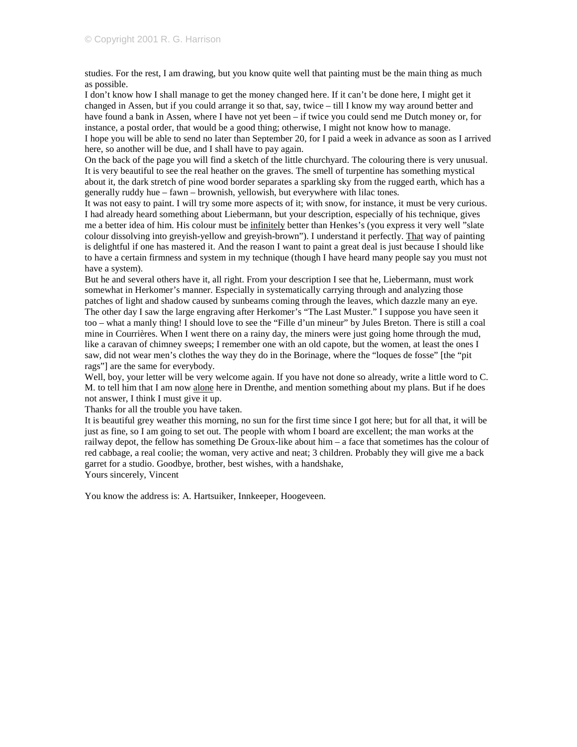studies. For the rest, I am drawing, but you know quite well that painting must be the main thing as much as possible.

I don't know how I shall manage to get the money changed here. If it can't be done here, I might get it changed in Assen, but if you could arrange it so that, say, twice – till I know my way around better and have found a bank in Assen, where I have not yet been – if twice you could send me Dutch money or, for instance, a postal order, that would be a good thing; otherwise, I might not know how to manage.

I hope you will be able to send no later than September 20, for I paid a week in advance as soon as I arrived here, so another will be due, and I shall have to pay again.

On the back of the page you will find a sketch of the little churchyard. The colouring there is very unusual. It is very beautiful to see the real heather on the graves. The smell of turpentine has something mystical about it, the dark stretch of pine wood border separates a sparkling sky from the rugged earth, which has a generally ruddy hue – fawn – brownish, yellowish, but everywhere with lilac tones.

It was not easy to paint. I will try some more aspects of it; with snow, for instance, it must be very curious.

I had already heard something about Liebermann, but your description, especially of his technique, gives me a better idea of him. His colour must be infinitely better than Henkes's (you express it very well "slate colour dissolving into greyish-yellow and greyish-brown"). I understand it perfectly. That way of painting is delightful if one has mastered it. And the reason I want to paint a great deal is just because I should like to have a certain firmness and system in my technique (though I have heard many people say you must not have a system).

But he and several others have it, all right. From your description I see that he, Liebermann, must work somewhat in Herkomer's manner. Especially in systematically carrying through and analyzing those patches of light and shadow caused by sunbeams coming through the leaves, which dazzle many an eye.

The other day I saw the large engraving after Herkomer's "The Last Muster." I suppose you have seen it too – what a manly thing! I should love to see the "Fille d'un mineur" by Jules Breton. There is still a coal mine in Courrières. When I went there on a rainy day, the miners were just going home through the mud, like a caravan of chimney sweeps; I remember one with an old capote, but the women, at least the ones I saw, did not wear men's clothes the way they do in the Borinage, where the "loques de fosse" [the "pit rags"] are the same for everybody.

Well, boy, your letter will be very welcome again. If you have not done so already, write a little word to C. M. to tell him that I am now alone here in Drenthe, and mention something about my plans. But if he does not answer, I think I must give it up.

Thanks for all the trouble you have taken.

It is beautiful grey weather this morning, no sun for the first time since I got here; but for all that, it will be just as fine, so I am going to set out. The people with whom I board are excellent; the man works at the railway depot, the fellow has something De Groux-like about him – a face that sometimes has the colour of red cabbage, a real coolie; the woman, very active and neat; 3 children. Probably they will give me a back garret for a studio. Goodbye, brother, best wishes, with a handshake,

Yours sincerely, Vincent

You know the address is: A. Hartsuiker, Innkeeper, Hoogeveen.